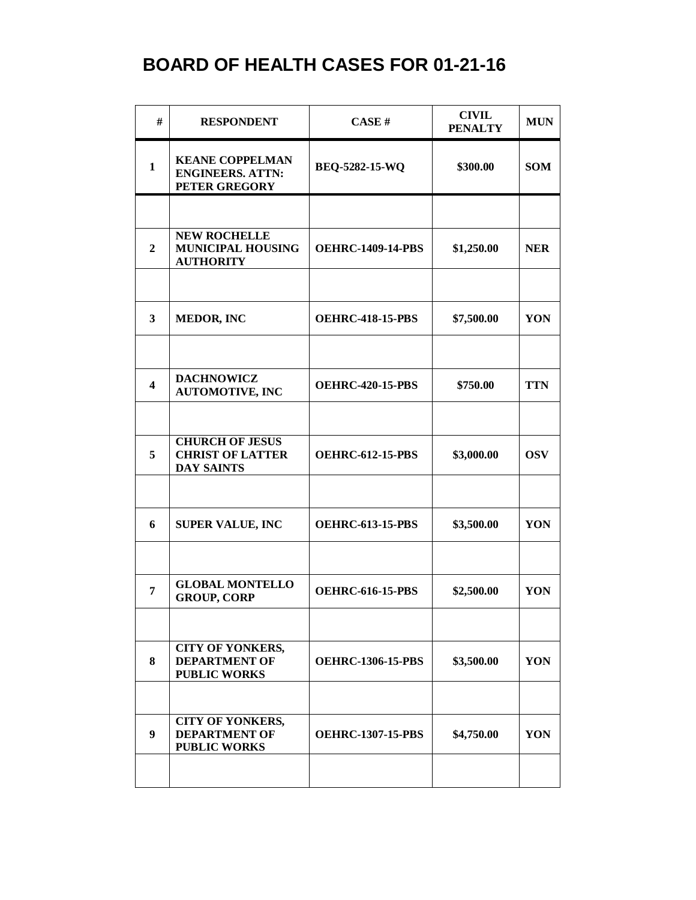# BOARD OF HEALTH CASES FOR 01-21-16

| # | RESPONDENT | CASE # | CIVIL PENALTY | MUN |
|---|---|---|---|---|
| 1 | KEANE COPPELMAN ENGINEERS. ATTN: PETER GREGORY | BEQ-5282-15-WQ | $300.00 | SOM |
| | | | | |
| 2 | NEW ROCHELLE MUNICIPAL HOUSING AUTHORITY | OEHRC-1409-14-PBS | $1,250.00 | NER |
| | | | | |
| 3 | MEDOR, INC | OEHRC-418-15-PBS | $7,500.00 | YON |
| | | | | |
| 4 | DACHNOWICZ AUTOMOTIVE, INC | OEHRC-420-15-PBS | $750.00 | TTN |
| | | | | |
| 5 | CHURCH OF JESUS CHRIST OF LATTER DAY SAINTS | OEHRC-612-15-PBS | $3,000.00 | OSV |
| | | | | |
| 6 | SUPER VALUE, INC | OEHRC-613-15-PBS | $3,500.00 | YON |
| | | | | |
| 7 | GLOBAL MONTELLO GROUP, CORP | OEHRC-616-15-PBS | $2,500.00 | YON |
| | | | | |
| 8 | CITY OF YONKERS, DEPARTMENT OF PUBLIC WORKS | OEHRC-1306-15-PBS | $3,500.00 | YON |
| | | | | |
| 9 | CITY OF YONKERS, DEPARTMENT OF PUBLIC WORKS | OEHRC-1307-15-PBS | $4,750.00 | YON |
| | | | | |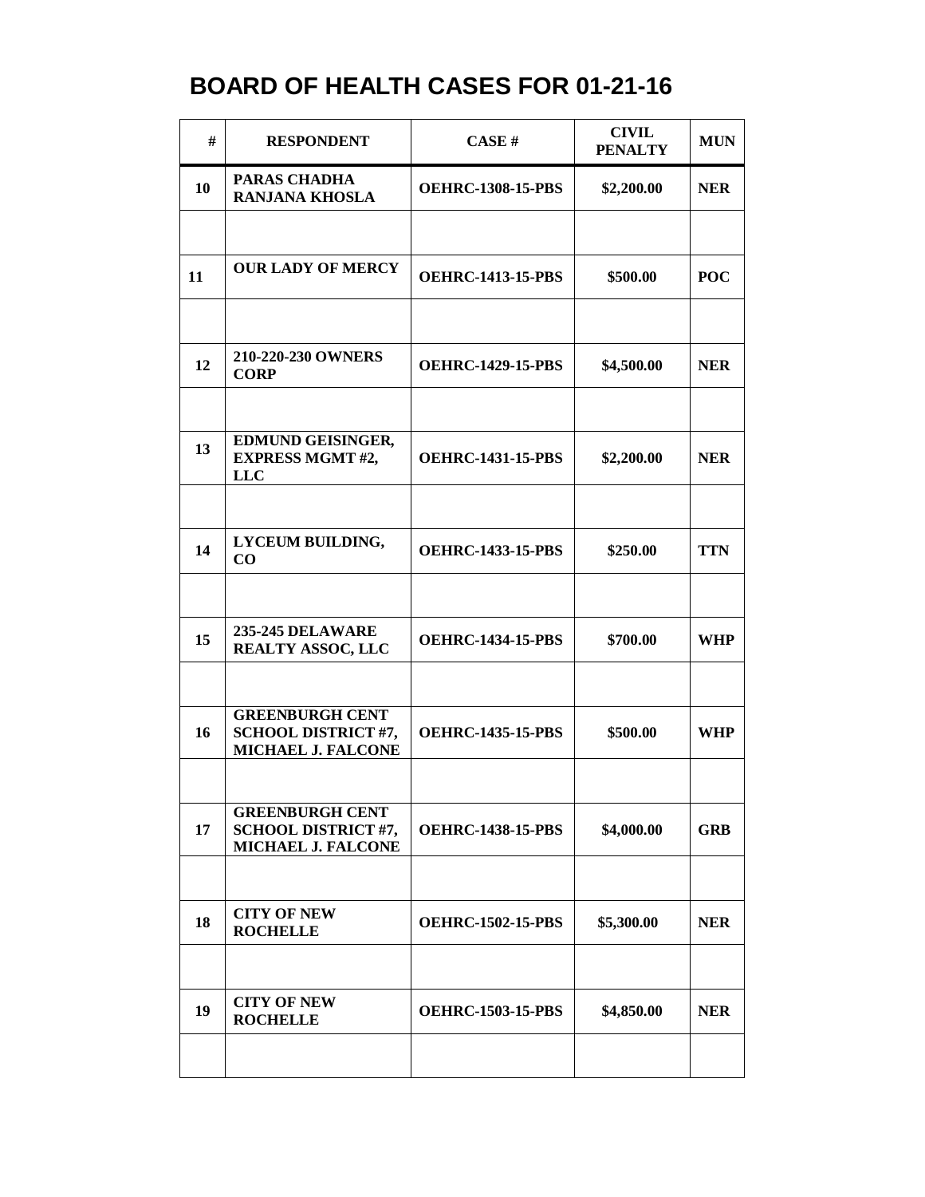# BOARD OF HEALTH CASES FOR 01-21-16

| # | RESPONDENT | CASE # | CIVIL PENALTY | MUN |
|---|---|---|---|---|
| 10 | PARAS CHADHA RANJANA KHOSLA | OEHRC-1308-15-PBS | $2,200.00 | NER |
| | | | | |
| 11 | OUR LADY OF MERCY | OEHRC-1413-15-PBS | $500.00 | POC |
| | | | | |
| 12 | 210-220-230 OWNERS CORP | OEHRC-1429-15-PBS | $4,500.00 | NER |
| | | | | |
| 13 | EDMUND GEISINGER, EXPRESS MGMT #2, LLC | OEHRC-1431-15-PBS | $2,200.00 | NER |
| | | | | |
| 14 | LYCEUM BUILDING, CO | OEHRC-1433-15-PBS | $250.00 | TTN |
| | | | | |
| 15 | 235-245 DELAWARE REALTY ASSOC, LLC | OEHRC-1434-15-PBS | $700.00 | WHP |
| | | | | |
| 16 | GREENBURGH CENT SCHOOL DISTRICT #7, MICHAEL J. FALCONE | OEHRC-1435-15-PBS | $500.00 | WHP |
| | | | | |
| 17 | GREENBURGH CENT SCHOOL DISTRICT #7, MICHAEL J. FALCONE | OEHRC-1438-15-PBS | $4,000.00 | GRB |
| | | | | |
| 18 | CITY OF NEW ROCHELLE | OEHRC-1502-15-PBS | $5,300.00 | NER |
| | | | | |
| 19 | CITY OF NEW ROCHELLE | OEHRC-1503-15-PBS | $4,850.00 | NER |
| | | | | |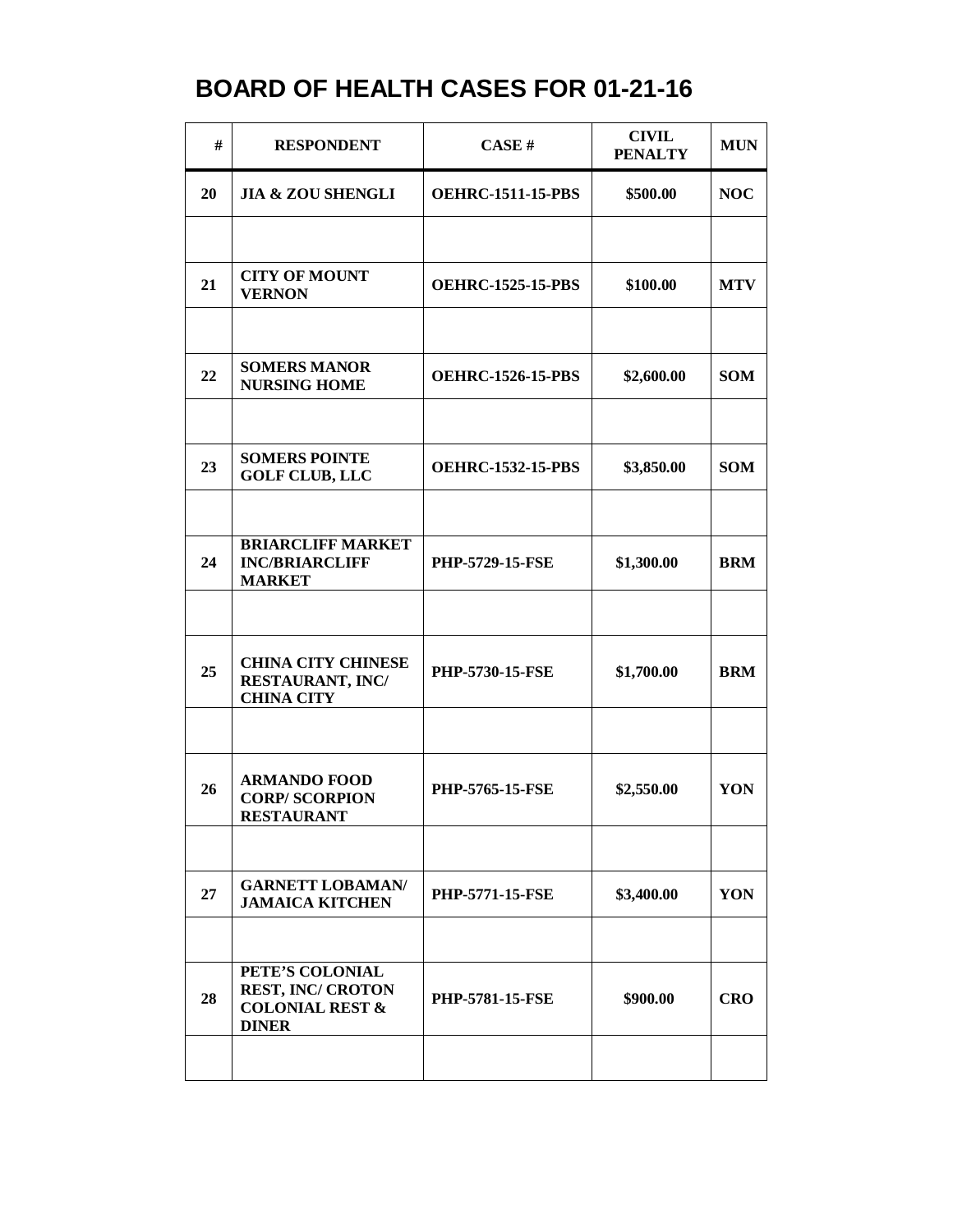# BOARD OF HEALTH CASES FOR 01-21-16

| # | RESPONDENT | CASE # | CIVIL PENALTY | MUN |
|---|---|---|---|---|
| 20 | JIA & ZOU SHENGLI | OEHRC-1511-15-PBS | $500.00 | NOC |
| | | | | |
| 21 | CITY OF MOUNT VERNON | OEHRC-1525-15-PBS | $100.00 | MTV |
| | | | | |
| 22 | SOMERS MANOR NURSING HOME | OEHRC-1526-15-PBS | $2,600.00 | SOM |
| | | | | |
| 23 | SOMERS POINTE GOLF CLUB, LLC | OEHRC-1532-15-PBS | $3,850.00 | SOM |
| | | | | |
| 24 | BRIARCLIFF MARKET INC/BRIARCLIFF MARKET | PHP-5729-15-FSE | $1,300.00 | BRM |
| | | | | |
| 25 | CHINA CITY CHINESE RESTAURANT, INC/ CHINA CITY | PHP-5730-15-FSE | $1,700.00 | BRM |
| | | | | |
| 26 | ARMANDO FOOD CORP/ SCORPION RESTAURANT | PHP-5765-15-FSE | $2,550.00 | YON |
| | | | | |
| 27 | GARNETT LOBAMAN/ JAMAICA KITCHEN | PHP-5771-15-FSE | $3,400.00 | YON |
| | | | | |
| 28 | PETE'S COLONIAL REST, INC/ CROTON COLONIAL REST & DINER | PHP-5781-15-FSE | $900.00 | CRO |
| | | | | |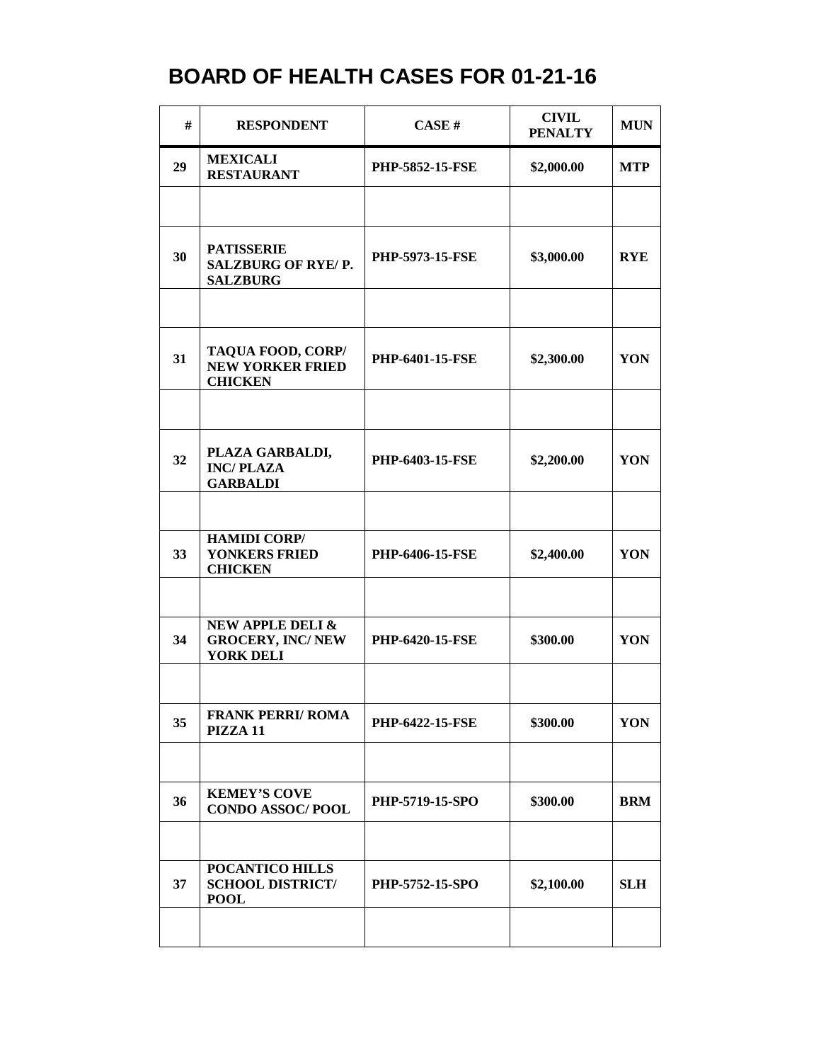# BOARD OF HEALTH CASES FOR 01-21-16

| # | RESPONDENT | CASE # | CIVIL PENALTY | MUN |
|---|---|---|---|---|
| 29 | MEXICALI RESTAURANT | PHP-5852-15-FSE | $2,000.00 | MTP |
| | | | | |
| 30 | PATISSERIE SALZBURG OF RYE/ P. SALZBURG | PHP-5973-15-FSE | $3,000.00 | RYE |
| | | | | |
| 31 | TAQUA FOOD, CORP/ NEW YORKER FRIED CHICKEN | PHP-6401-15-FSE | $2,300.00 | YON |
| | | | | |
| 32 | PLAZA GARBALDI, INC/ PLAZA GARBALDI | PHP-6403-15-FSE | $2,200.00 | YON |
| | | | | |
| 33 | HAMIDI CORP/ YONKERS FRIED CHICKEN | PHP-6406-15-FSE | $2,400.00 | YON |
| | | | | |
| 34 | NEW APPLE DELI & GROCERY, INC/ NEW YORK DELI | PHP-6420-15-FSE | $300.00 | YON |
| | | | | |
| 35 | FRANK PERRI/ ROMA PIZZA 11 | PHP-6422-15-FSE | $300.00 | YON |
| | | | | |
| 36 | KEMEY'S COVE CONDO ASSOC/ POOL | PHP-5719-15-SPO | $300.00 | BRM |
| | | | | |
| 37 | POCANTICO HILLS SCHOOL DISTRICT/ POOL | PHP-5752-15-SPO | $2,100.00 | SLH |
| | | | | |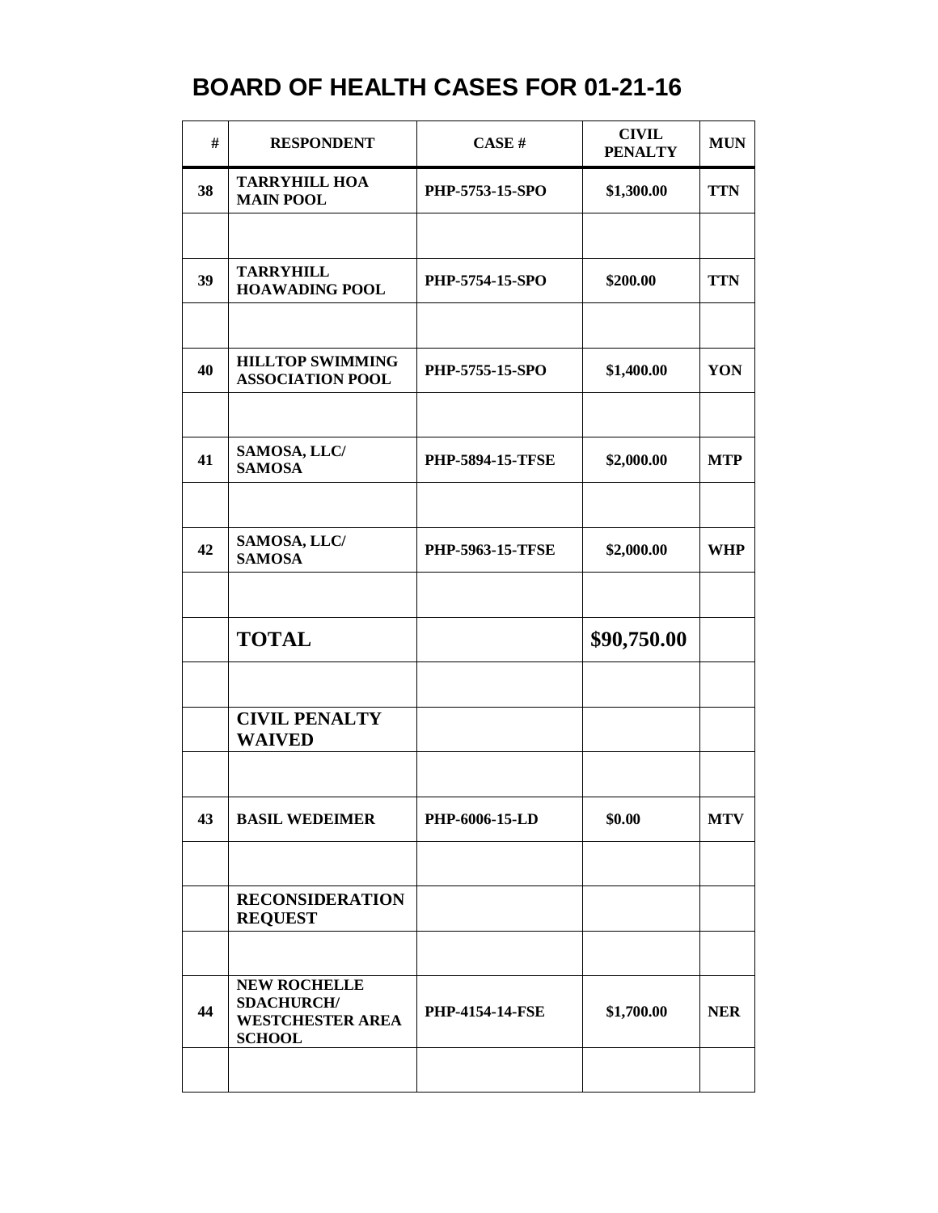# BOARD OF HEALTH CASES FOR 01-21-16

| # | RESPONDENT | CASE # | CIVIL PENALTY | MUN |
|---|---|---|---|---|
| 38 | TARRYHILL HOA MAIN POOL | PHP-5753-15-SPO | $1,300.00 | TTN |
| | | | | |
| 39 | TARRYHILL HOAWADING POOL | PHP-5754-15-SPO | $200.00 | TTN |
| | | | | |
| 40 | HILLTOP SWIMMING ASSOCIATION POOL | PHP-5755-15-SPO | $1,400.00 | YON |
| | | | | |
| 41 | SAMOSA, LLC/ SAMOSA | PHP-5894-15-TFSE | $2,000.00 | MTP |
| | | | | |
| 42 | SAMOSA, LLC/ SAMOSA | PHP-5963-15-TFSE | $2,000.00 | WHP |
| | | | | |
| | **TOTAL** | | **$90,750.00** | |
| | | | | |
| | **CIVIL PENALTY WAIVED** | | | |
| | | | | |
| 43 | BASIL WEDEIMER | PHP-6006-15-LD | $0.00 | MTV |
| | | | | |
| | **RECONSIDERATION REQUEST** | | | |
| | | | | |
| 44 | NEW ROCHELLE SDACHURCH/ WESTCHESTER AREA SCHOOL | PHP-4154-14-FSE | $1,700.00 | NER |
| | | | | |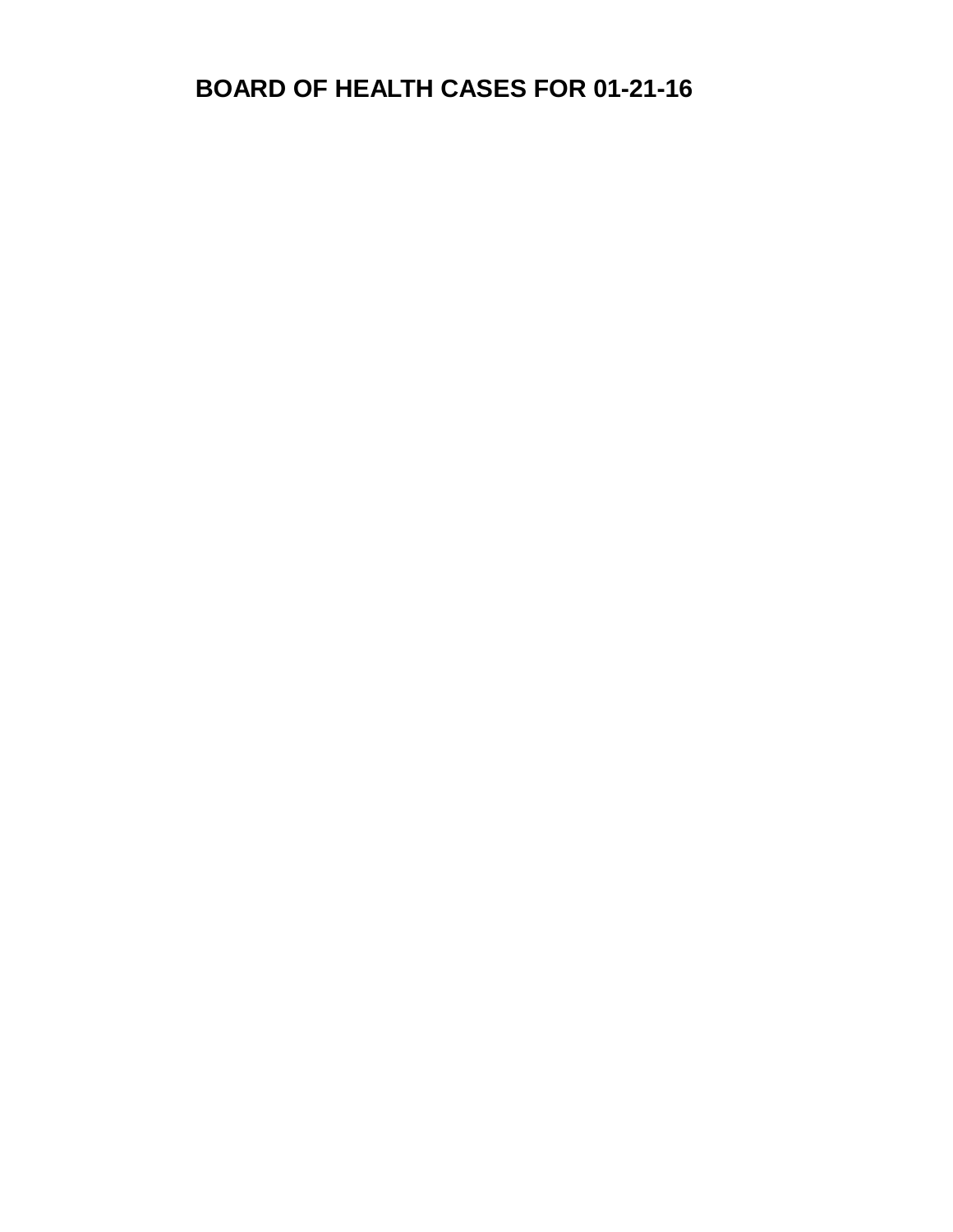# BOARD OF HEALTH CASES FOR 01-21-16